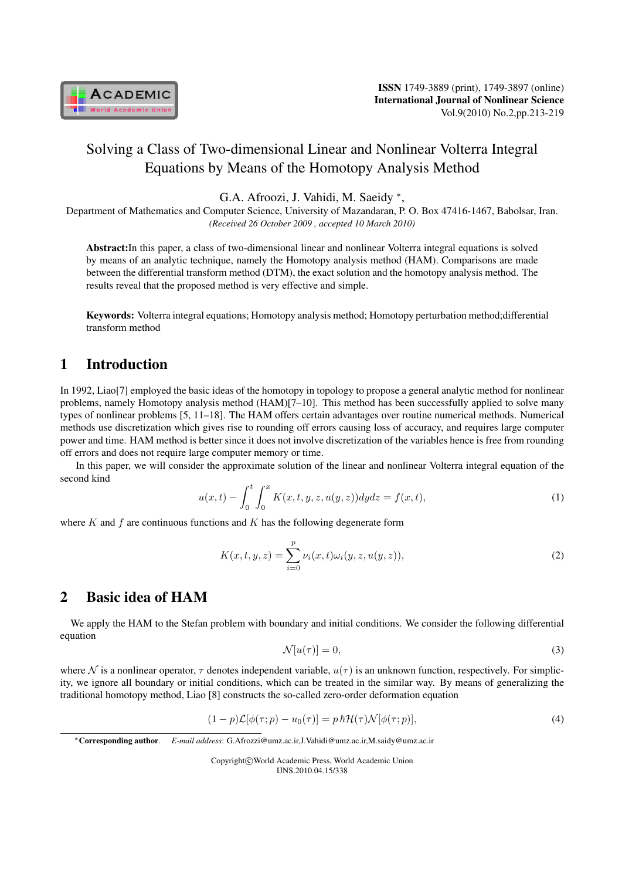# Solving a Class of Two-dimensional Linear and Nonlinear Volterra Integral Equations by Means of the Homotopy Analysis Method

G.A. Afroozi, J. Vahidi, M. Saeidy *,

Department of Mathematics and Computer Science, University of Mazandaran, P. O. Box 47416-1467, Babolsar, Iran.

*(Received 26 October 2009 , accepted 10 March 2010)*

**Abstract:**In this paper, a class of two-dimensional linear and nonlinear Volterra integral equations is solved by means of an analytic technique, namely the Homotopy analysis method (HAM). Comparisons are made between the differential transform method (DTM), the exact solution and the homotopy analysis method. The results reveal that the proposed method is very effective and simple.

**Keywords:** Volterra integral equations; Homotopy analysis method; Homotopy perturbation method;differential transform method

## 1 Introduction

In 1992, Liao[7] employed the basic ideas of the homotopy in topology to propose a general analytic method for nonlinear problems, namely Homotopy analysis method (HAM)[7–10]. This method has been successfully applied to solve many types of nonlinear problems [5, 11–18]. The HAM offers certain advantages over routine numerical methods. Numerical methods use discretization which gives rise to rounding off errors causing loss of accuracy, and requires large computer power and time. HAM method is better since it does not involve discretization of the variables hence is free from rounding off errors and does not require large computer memory or time.

In this paper, we will consider the approximate solution of the linear and nonlinear Volterra integral equation of the second kind

$$u(x,t) - \int_0^t \int_0^x K(x,t,y,z,u(y,z))dydz = f(x,t), \tag{1}$$

where $K$ and $f$ are continuous functions and $K$ has the following degenerate form

$$K(x,t,y,z) = \sum_{i=0}^{p} \nu_i(x,t)\omega_i(y,z,u(y,z)), \tag{2}$$

## 2 Basic idea of HAM

We apply the HAM to the Stefan problem with boundary and initial conditions. We consider the following differential equation

$$\mathcal{N}[u(\tau)] = 0, \tag{3}$$

where $\mathcal{N}$ is a nonlinear operator, $\tau$ denotes independent variable, $u(\tau)$ is an unknown function, respectively. For simplicity, we ignore all boundary or initial conditions, which can be treated in the similar way. By means of generalizing the traditional homotopy method, Liao [8] constructs the so-called zero-order deformation equation

$$(1-p)\mathcal{L}[\phi(\tau;p) - u_0(\tau)] = p\,\hbar\mathcal{H}(\tau)\mathcal{N}[\phi(\tau;p)], \tag{4}$$

*Corresponding author. *E-mail address*: G.Afrozzi@umz.ac.ir,J.Vahidi@umz.ac.ir,M.saidy@umz.ac.ir

Copyright©World Academic Press, World Academic Union
IJNS.2010.04.15/338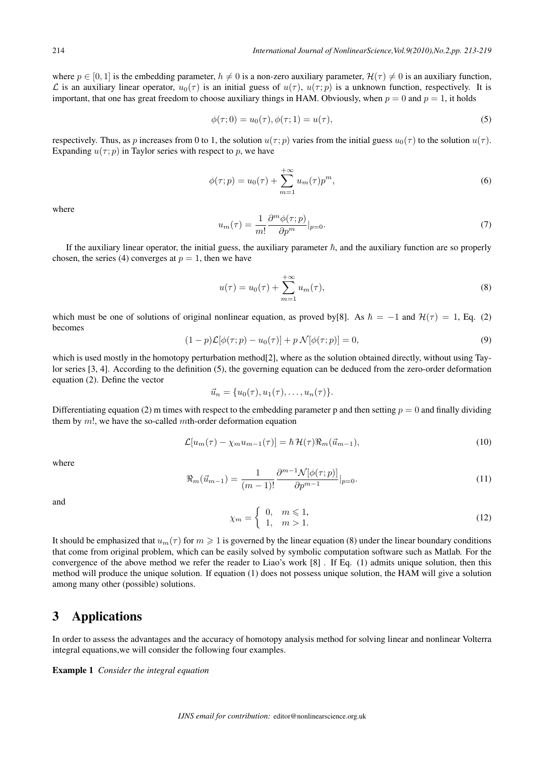where $p \in [0, 1]$ is the embedding parameter, $h \neq 0$ is a non-zero auxiliary parameter, $\mathcal{H}(\tau) \neq 0$ is an auxiliary function, $\mathcal{L}$ is an auxiliary linear operator, $u_0(\tau)$ is an initial guess of $u(\tau)$, $u(\tau; p)$ is a unknown function, respectively. It is important, that one has great freedom to choose auxiliary things in HAM. Obviously, when $p = 0$ and $p = 1$, it holds

$$\phi(\tau; 0) = u_0(\tau), \phi(\tau; 1) = u(\tau), \tag{5}$$

respectively. Thus, as $p$ increases from 0 to 1, the solution $u(\tau; p)$ varies from the initial guess $u_0(\tau)$ to the solution $u(\tau)$. Expanding $u(\tau; p)$ in Taylor series with respect to $p$, we have

$$\phi(\tau; p) = u_0(\tau) + \sum_{m=1}^{+\infty} u_m(\tau) p^m, \tag{6}$$

where

$$u_m(\tau) = \frac{1}{m!} \frac{\partial^m \phi(\tau; p)}{\partial p^m}|_{p=0}. \tag{7}$$

If the auxiliary linear operator, the initial guess, the auxiliary parameter $\hbar$, and the auxiliary function are so properly chosen, the series (4) converges at $p = 1$, then we have

$$u(\tau) = u_0(\tau) + \sum_{m=1}^{+\infty} u_m(\tau), \tag{8}$$

which must be one of solutions of original nonlinear equation, as proved by[8]. As $\hbar = -1$ and $\mathcal{H}(\tau) = 1$, Eq. (2) becomes

$$(1 - p)\mathcal{L}[\phi(\tau; p) - u_0(\tau)] + p\, \mathcal{N}[\phi(\tau; p)] = 0, \tag{9}$$

which is used mostly in the homotopy perturbation method[2], where as the solution obtained directly, without using Taylor series [3, 4]. According to the definition (5), the governing equation can be deduced from the zero-order deformation equation (2). Define the vector

$$\vec{u}_n = \{u_0(\tau), u_1(\tau), \ldots, u_n(\tau)\}.$$

Differentiating equation (2) m times with respect to the embedding parameter p and then setting $p = 0$ and finally dividing them by $m!$, we have the so-called $m$th-order deformation equation

$$\mathcal{L}[u_m(\tau) - \chi_m u_{m-1}(\tau)] = \hbar\, \mathcal{H}(\tau) \Re_m(\vec{u}_{m-1}), \tag{10}$$

where

$$\Re_m(\vec{u}_{m-1}) = \frac{1}{(m-1)!} \frac{\partial^{m-1} \mathcal{N}[\phi(\tau; p)]}{\partial p^{m-1}}|_{p=0}. \tag{11}$$

and

$$\chi_m = \begin{cases} 0, & m \leqslant 1, \\ 1, & m > 1. \end{cases} \tag{12}$$

It should be emphasized that $u_m(\tau)$ for $m \geqslant 1$ is governed by the linear equation (8) under the linear boundary conditions that come from original problem, which can be easily solved by symbolic computation software such as Matlab. For the convergence of the above method we refer the reader to Liao's work [8] . If Eq. (1) admits unique solution, then this method will produce the unique solution. If equation (1) does not possess unique solution, the HAM will give a solution among many other (possible) solutions.

## 3 Applications

In order to assess the advantages and the accuracy of homotopy analysis method for solving linear and nonlinear Volterra integral equations,we will consider the following four examples.

**Example 1** *Consider the integral equation*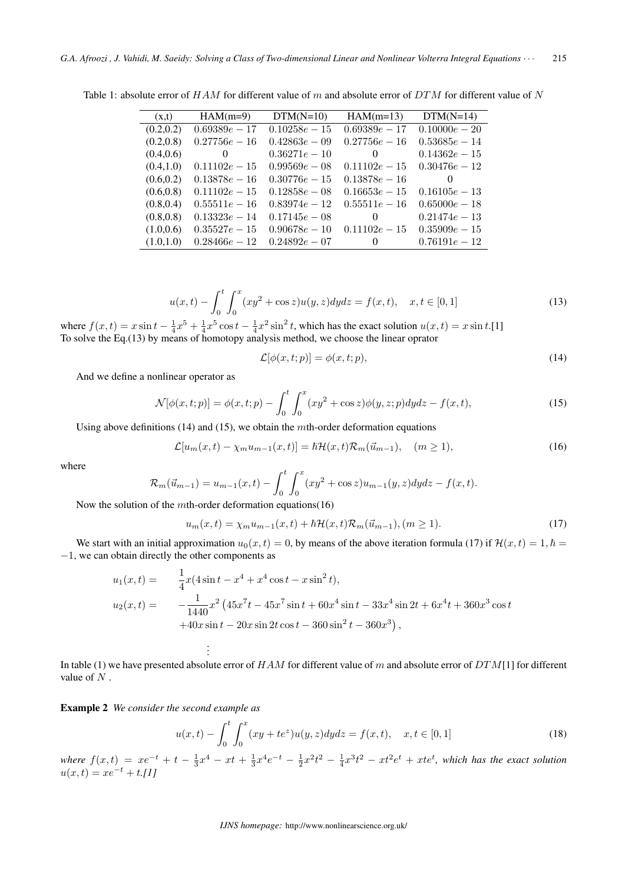Table 1: absolute error of $HAM$ for different value of $m$ and absolute error of $DTM$ for different value of $N$

| (x,t) | HAM(m=9) | DTM(N=10) | HAM(m=13) | DTM(N=14) |
|---|---|---|---|---|
| (0.2,0.2) | $0.69389e-17$ | $0.10258e-15$ | $0.69389e-17$ | $0.10000e-20$ |
| (0.2,0.8) | $0.27756e-16$ | $0.42863e-09$ | $0.27756e-16$ | $0.53685e-14$ |
| (0.4,0.6) | 0 | $0.36271e-10$ | 0 | $0.14362e-15$ |
| (0.4,1.0) | $0.11102e-15$ | $0.99569e-08$ | $0.11102e-15$ | $0.30476e-12$ |
| (0.6,0.2) | $0.13878e-16$ | $0.30776e-15$ | $0.13878e-16$ | 0 |
| (0.6,0.8) | $0.11102e-15$ | $0.12858e-08$ | $0.16653e-15$ | $0.16105e-13$ |
| (0.8,0.4) | $0.55511e-16$ | $0.83974e-12$ | $0.55511e-16$ | $0.65000e-18$ |
| (0.8,0.8) | $0.13323e-14$ | $0.17145e-08$ | 0 | $0.21474e-13$ |
| (1.0,0.6) | $0.35527e-15$ | $0.90678e-10$ | $0.11102e-15$ | $0.35909e-15$ |
| (1.0,1.0) | $0.28466e-12$ | $0.24892e-07$ | 0 | $0.76191e-12$ |

$$u(x,t) - \int_0^t \int_0^x (xy^2 + \cos z) u(y,z) dy dz = f(x,t), \quad x, t \in [0,1] \tag{13}$$

where $f(x,t) = x \sin t - \frac{1}{4}x^5 + \frac{1}{4}x^5 \cos t - \frac{1}{4}x^2 \sin^2 t$, which has the exact solution $u(x,t) = x \sin t$.[1]
To solve the Eq.(13) by means of homotopy analysis method, we choose the linear oprator

$$\mathcal{L}[\phi(x,t;p)] = \phi(x,t;p), \tag{14}$$

And we define a nonlinear operator as

$$\mathcal{N}[\phi(x,t;p)] = \phi(x,t;p) - \int_0^t \int_0^x (xy^2 + \cos z) \phi(y,z;p) dy dz - f(x,t), \tag{15}$$

Using above definitions (14) and (15), we obtain the $m$th-order deformation equations

$$\mathcal{L}[u_m(x,t) - \chi_m u_{m-1}(x,t)] = \hbar \mathcal{H}(x,t) \mathcal{R}_m(\vec{u}_{m-1}), \quad (m \geq 1), \tag{16}$$

where

$$\mathcal{R}_m(\vec{u}_{m-1}) = u_{m-1}(x,t) - \int_0^t \int_0^x (xy^2 + \cos z) u_{m-1}(y,z) dy dz - f(x,t).$$

Now the solution of the $m$th-order deformation equations(16)

$$u_m(x,t) = \chi_m u_{m-1}(x,t) + \hbar \mathcal{H}(x,t) \mathcal{R}_m(\vec{u}_{m-1}), (m \geq 1). \tag{17}$$

We start with an initial approximation $u_0(x,t) = 0$, by means of the above iteration formula (17) if $\mathcal{H}(x,t) = 1, \hbar = -1$, we can obtain directly the other components as

$$\begin{aligned}
u_1(x,t) = \quad & \frac{1}{4} x (4 \sin t - x^4 + x^4 \cos t - x \sin^2 t), \\
u_2(x,t) = \quad & -\frac{1}{1440} x^2 \left( 45x^7 t - 45x^7 \sin t + 60x^4 \sin t - 33x^4 \sin 2t + 6x^4 t + 360x^3 \cos t \right. \\
& \left. + 40x \sin t - 20x \sin 2t \cos t - 360 \sin^2 t - 360x^3 \right), \\
& \vdots
\end{aligned}$$

In table (1) we have presented absolute error of $HAM$ for different value of $m$ and absolute error of $DTM$[1] for different value of $N$ .

**Example 2** *We consider the second example as*

$$u(x,t) - \int_0^t \int_0^x (xy + te^z) u(y,z) dy dz = f(x,t), \quad x, t \in [0,1] \tag{18}$$

*where* $f(x,t) = xe^{-t} + t - \frac{1}{3}x^4 - xt + \frac{1}{3}x^4 e^{-t} - \frac{1}{2}x^2 t^2 - \frac{1}{4}x^3 t^2 - xt^2 e^t + xte^t$*, which has the exact solution* $u(x,t) = xe^{-t} + t$*.[1]*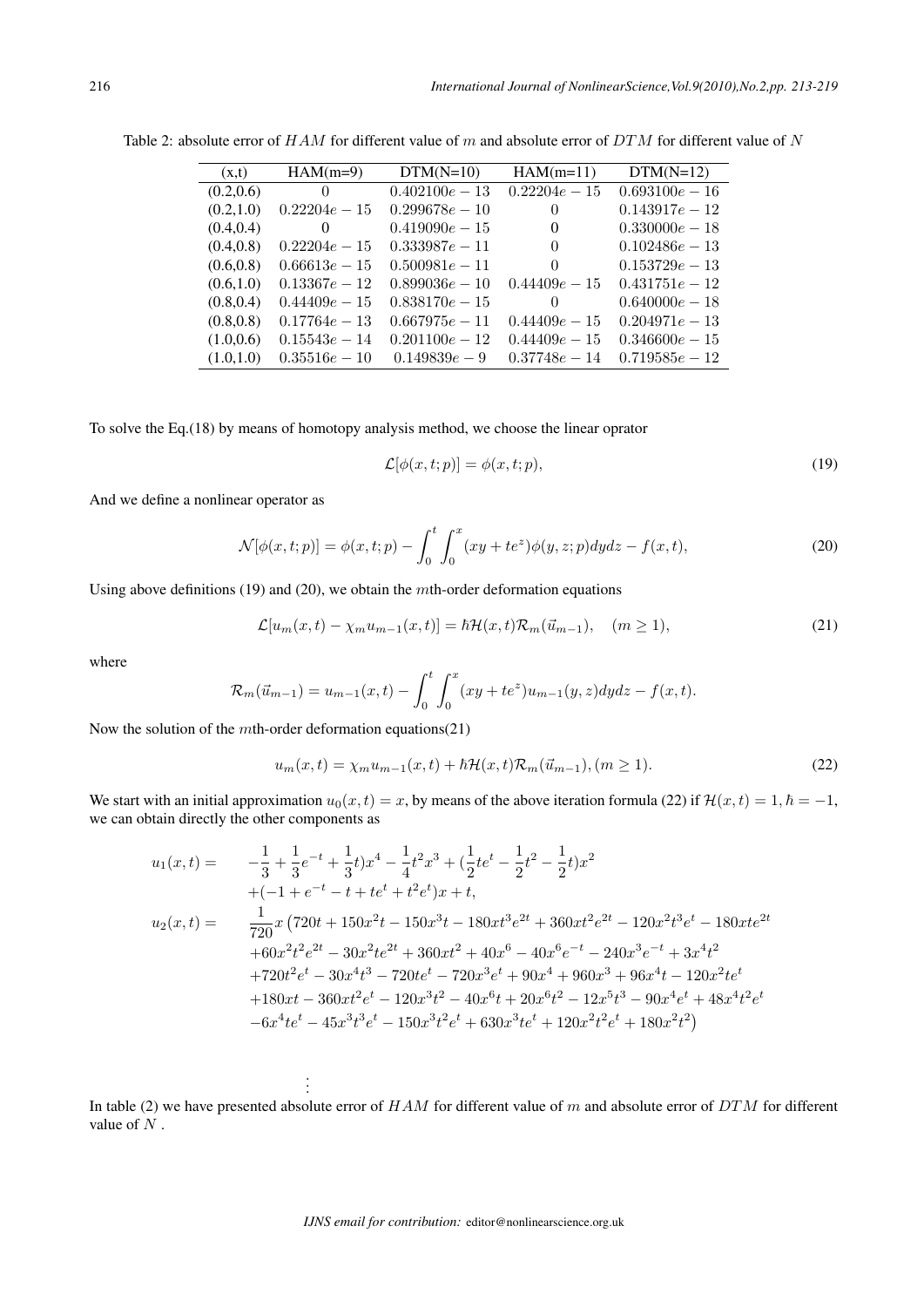Table 2: absolute error of $HAM$ for different value of $m$ and absolute error of $DTM$ for different value of $N$

| (x,t) | HAM(m=9) | DTM(N=10) | HAM(m=11) | DTM(N=12) |
|---|---|---|---|---|
| (0.2,0.6) | 0 | $0.402100e-13$ | $0.22204e-15$ | $0.693100e-16$ |
| (0.2,1.0) | $0.22204e-15$ | $0.299678e-10$ | 0 | $0.143917e-12$ |
| (0.4,0.4) | 0 | $0.419090e-15$ | 0 | $0.330000e-18$ |
| (0.4,0.8) | $0.22204e-15$ | $0.333987e-11$ | 0 | $0.102486e-13$ |
| (0.6,0.8) | $0.66613e-15$ | $0.500981e-11$ | 0 | $0.153729e-13$ |
| (0.6,1.0) | $0.13367e-12$ | $0.899036e-10$ | $0.44409e-15$ | $0.431751e-12$ |
| (0.8,0.4) | $0.44409e-15$ | $0.838170e-15$ | 0 | $0.640000e-18$ |
| (0.8,0.8) | $0.17764e-13$ | $0.667975e-11$ | $0.44409e-15$ | $0.204971e-13$ |
| (1.0,0.6) | $0.15543e-14$ | $0.201100e-12$ | $0.44409e-15$ | $0.346600e-15$ |
| (1.0,1.0) | $0.35516e-10$ | $0.149839e-9$ | $0.37748e-14$ | $0.719585e-12$ |

To solve the Eq.(18) by means of homotopy analysis method, we choose the linear oprator

$$\mathcal{L}[\phi(x,t;p)] = \phi(x,t;p), \tag{19}$$

And we define a nonlinear operator as

$$\mathcal{N}[\phi(x,t;p)] = \phi(x,t;p) - \int_0^t \int_0^x (xy + te^z)\phi(y,z;p)dydz - f(x,t), \tag{20}$$

Using above definitions (19) and (20), we obtain the $m$th-order deformation equations

$$\mathcal{L}[u_m(x,t) - \chi_m u_{m-1}(x,t)] = \hbar\mathcal{H}(x,t)\mathcal{R}_m(\vec{u}_{m-1}), \quad (m \geq 1), \tag{21}$$

where

$$\mathcal{R}_m(\vec{u}_{m-1}) = u_{m-1}(x,t) - \int_0^t \int_0^x (xy + te^z)u_{m-1}(y,z)dydz - f(x,t).$$

Now the solution of the $m$th-order deformation equations(21)

$$u_m(x,t) = \chi_m u_{m-1}(x,t) + \hbar\mathcal{H}(x,t)\mathcal{R}_m(\vec{u}_{m-1}), (m \geq 1). \tag{22}$$

We start with an initial approximation $u_0(x,t) = x$, by means of the above iteration formula (22) if $\mathcal{H}(x,t) = 1, \hbar = -1$, we can obtain directly the other components as

$$\begin{aligned}
u_1(x,t) = \quad & -\frac{1}{3} + \frac{1}{3}e^{-t} + \frac{1}{3}t)x^4 - \frac{1}{4}t^2x^3 + (\frac{1}{2}te^t - \frac{1}{2}t^2 - \frac{1}{2}t)x^2 \\
& +(-1 + e^{-t} - t + te^t + t^2e^t)x + t, \\
u_2(x,t) = \quad & \frac{1}{720}x\left(720t + 150x^2t - 150x^3t - 180xt^3e^{2t} + 360xt^2e^{2t} - 120x^2t^3e^t - 180xte^{2t}\right. \\
& +60x^2t^2e^{2t} - 30x^2te^{2t} + 360xt^2 + 40x^6 - 40x^6e^{-t} - 240x^3e^{-t} + 3x^4t^2 \\
& +720t^2e^t - 30x^4t^3 - 720te^t - 720x^3e^t + 90x^4 + 960x^3 + 96x^4t - 120x^2te^t \\
& +180xt - 360xt^2e^t - 120x^3t^2 - 40x^6t + 20x^6t^2 - 12x^5t^3 - 90x^4e^t + 48x^4t^2e^t \\
& \left.-6x^4te^t - 45x^3t^3e^t - 150x^3t^2e^t + 630x^3te^t + 120x^2t^2e^t + 180x^2t^2\right)
\end{aligned}$$

$$\vdots$$

In table (2) we have presented absolute error of $HAM$ for different value of $m$ and absolute error of $DTM$ for different value of $N$ .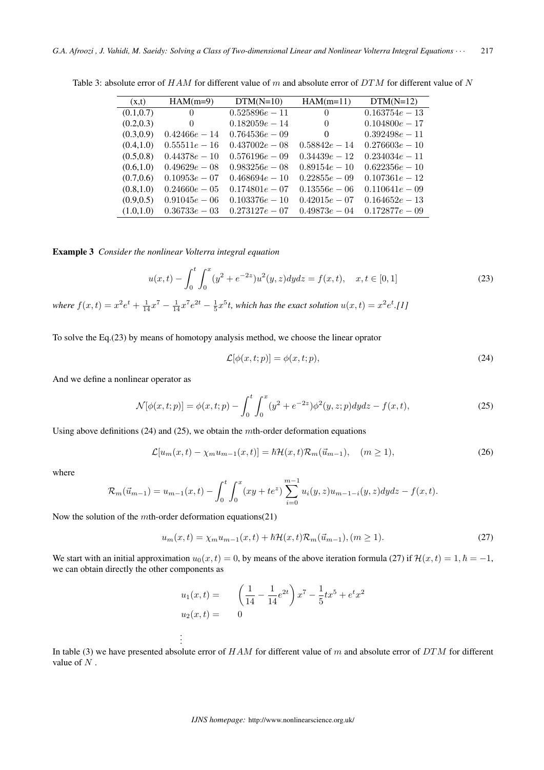Table 3: absolute error of $HAM$ for different value of $m$ and absolute error of $DTM$ for different value of $N$

| (x,t) | HAM(m=9) | DTM(N=10) | HAM(m=11) | DTM(N=12) |
|---|---|---|---|---|
| (0.1,0.7) | 0 | $0.525896e-11$ | 0 | $0.163754e-13$ |
| (0.2,0.3) | 0 | $0.182059e-14$ | 0 | $0.104800e-17$ |
| (0.3,0.9) | $0.42466e-14$ | $0.764536e-09$ | 0 | $0.392498e-11$ |
| (0.4,1.0) | $0.55511e-16$ | $0.437002e-08$ | $0.58842e-14$ | $0.276603e-10$ |
| (0.5,0.8) | $0.44378e-10$ | $0.576196e-09$ | $0.34439e-12$ | $0.234034e-11$ |
| (0.6,1.0) | $0.49629e-08$ | $0.983256e-08$ | $0.89154e-10$ | $0.622356e-10$ |
| (0.7,0.6) | $0.10953e-07$ | $0.468694e-10$ | $0.22855e-09$ | $0.107361e-12$ |
| (0.8,1.0) | $0.24660e-05$ | $0.174801e-07$ | $0.13556e-06$ | $0.110641e-09$ |
| (0.9,0.5) | $0.91045e-06$ | $0.103376e-10$ | $0.42015e-07$ | $0.164652e-13$ |
| (1.0,1.0) | $0.36733e-03$ | $0.273127e-07$ | $0.49873e-04$ | $0.172877e-09$ |

**Example 3** *Consider the nonlinear Volterra integral equation*

$$u(x,t) - \int_0^t \int_0^x (y^2 + e^{-2z})u^2(y,z)dydz = f(x,t), \quad x,t \in [0,1] \tag{23}$$

*where* $f(x,t) = x^2e^t + \frac{1}{14}x^7 - \frac{1}{14}x^7e^{2t} - \frac{1}{5}x^5t$*, which has the exact solution* $u(x,t) = x^2e^t$*.[1]*

To solve the Eq.(23) by means of homotopy analysis method, we choose the linear oprator

$$\mathcal{L}[\phi(x,t;p)] = \phi(x,t;p), \tag{24}$$

And we define a nonlinear operator as

$$\mathcal{N}[\phi(x,t;p)] = \phi(x,t;p) - \int_0^t \int_0^x (y^2 + e^{-2z})\phi^2(y,z;p)dydz - f(x,t), \tag{25}$$

Using above definitions (24) and (25), we obtain the $m$th-order deformation equations

$$\mathcal{L}[u_m(x,t) - \chi_m u_{m-1}(x,t)] = \hbar\mathcal{H}(x,t)\mathcal{R}_m(\vec{u}_{m-1}), \quad (m \geq 1), \tag{26}$$

where

$$\mathcal{R}_m(\vec{u}_{m-1}) = u_{m-1}(x,t) - \int_0^t \int_0^x (xy + te^z) \sum_{i=0}^{m-1} u_i(y,z)u_{m-1-i}(y,z)dydz - f(x,t).$$

Now the solution of the $m$th-order deformation equations(21)

$$u_m(x,t) = \chi_m u_{m-1}(x,t) + \hbar\mathcal{H}(x,t)\mathcal{R}_m(\vec{u}_{m-1}), (m \geq 1). \tag{27}$$

We start with an initial approximation $u_0(x,t) = 0$, by means of the above iteration formula (27) if $\mathcal{H}(x,t) = 1, \hbar = -1$, we can obtain directly the other components as

$$u_1(x,t) = \left(\frac{1}{14} - \frac{1}{14}e^{2t}\right)x^7 - \frac{1}{5}tx^5 + e^t x^2$$

$$u_2(x,t) = 0$$

$$\vdots$$

In table (3) we have presented absolute error of $HAM$ for different value of $m$ and absolute error of $DTM$ for different value of $N$ .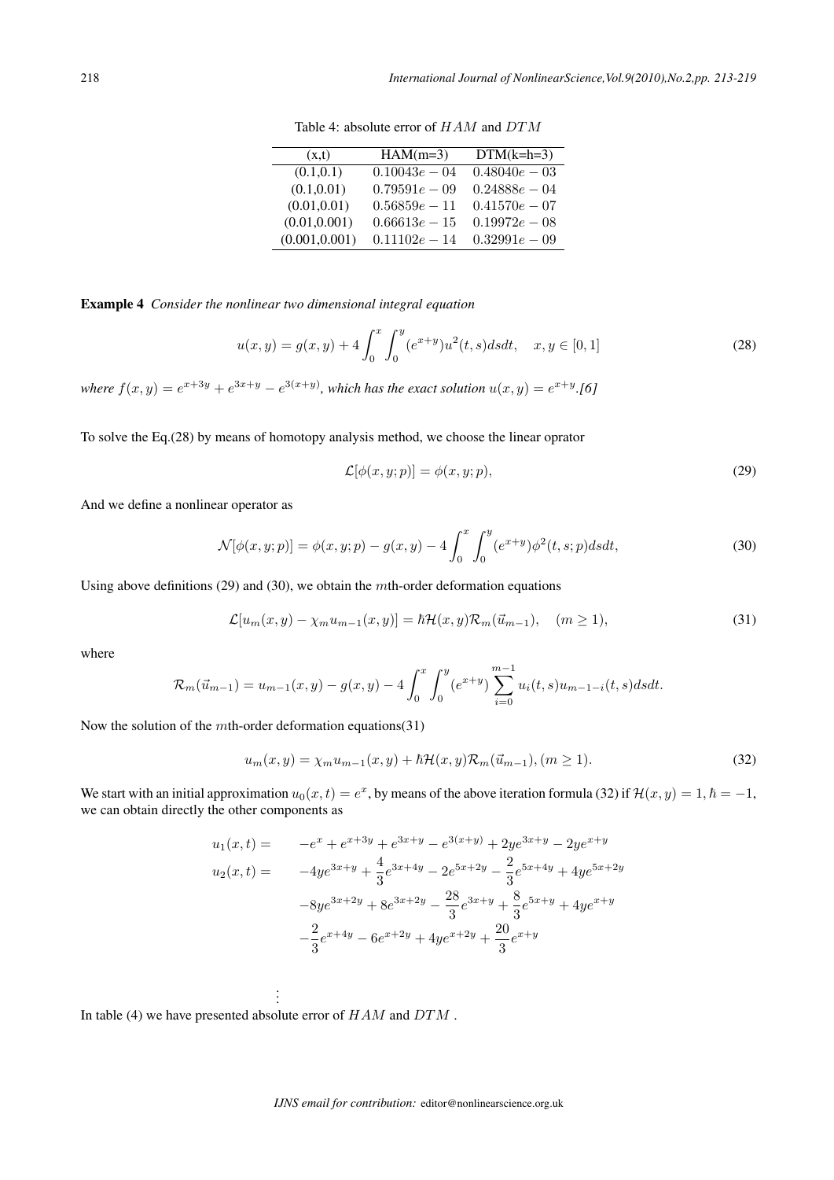Table 4: absolute error of $HAM$ and $DTM$

| (x,t) | HAM(m=3) | DTM(k=h=3) |
|---|---|---|
| (0.1,0.1) | $0.10043e-04$ | $0.48040e-03$ |
| (0.1,0.01) | $0.79591e-09$ | $0.24888e-04$ |
| (0.01,0.01) | $0.56859e-11$ | $0.41570e-07$ |
| (0.01,0.001) | $0.66613e-15$ | $0.19972e-08$ |
| (0.001,0.001) | $0.11102e-14$ | $0.32991e-09$ |

**Example 4** *Consider the nonlinear two dimensional integral equation*

$$u(x,y) = g(x,y) + 4\int_0^x \int_0^y (e^{x+y})u^2(t,s)dsdt, \quad x,y \in [0,1] \tag{28}$$

*where* $f(x,y) = e^{x+3y} + e^{3x+y} - e^{3(x+y)}$*, which has the exact solution* $u(x,y) = e^{x+y}$*.[6]*

To solve the Eq.(28) by means of homotopy analysis method, we choose the linear oprator

$$\mathcal{L}[\phi(x,y;p)] = \phi(x,y;p), \tag{29}$$

And we define a nonlinear operator as

$$\mathcal{N}[\phi(x,y;p)] = \phi(x,y;p) - g(x,y) - 4\int_0^x \int_0^y (e^{x+y})\phi^2(t,s;p)dsdt, \tag{30}$$

Using above definitions (29) and (30), we obtain the $m$th-order deformation equations

$$\mathcal{L}[u_m(x,y) - \chi_m u_{m-1}(x,y)] = \hbar\mathcal{H}(x,y)\mathcal{R}_m(\vec{u}_{m-1}), \quad (m \geq 1), \tag{31}$$

where

$$\mathcal{R}_m(\vec{u}_{m-1}) = u_{m-1}(x,y) - g(x,y) - 4\int_0^x \int_0^y (e^{x+y}) \sum_{i=0}^{m-1} u_i(t,s)u_{m-1-i}(t,s)dsdt.$$

Now the solution of the $m$th-order deformation equations(31)

$$u_m(x,y) = \chi_m u_{m-1}(x,y) + \hbar\mathcal{H}(x,y)\mathcal{R}_m(\vec{u}_{m-1}), (m \geq 1). \tag{32}$$

We start with an initial approximation $u_0(x,t) = e^x$, by means of the above iteration formula (32) if $\mathcal{H}(x,y) = 1, \hbar = -1$, we can obtain directly the other components as

$$\begin{aligned}
u_1(x,t) = & \quad -e^x + e^{x+3y} + e^{3x+y} - e^{3(x+y)} + 2ye^{3x+y} - 2ye^{x+y} \\
u_2(x,t) = & \quad -4ye^{3x+y} + \frac{4}{3}e^{3x+4y} - 2e^{5x+2y} - \frac{2}{3}e^{5x+4y} + 4ye^{5x+2y} \\
& -8ye^{3x+2y} + 8e^{3x+2y} - \frac{28}{3}e^{3x+y} + \frac{8}{3}e^{5x+y} + 4ye^{x+y} \\
& -\frac{2}{3}e^{x+4y} - 6e^{x+2y} + 4ye^{x+2y} + \frac{20}{3}e^{x+y}
\end{aligned}$$

$$\vdots$$

In table (4) we have presented absolute error of $HAM$ and $DTM$ .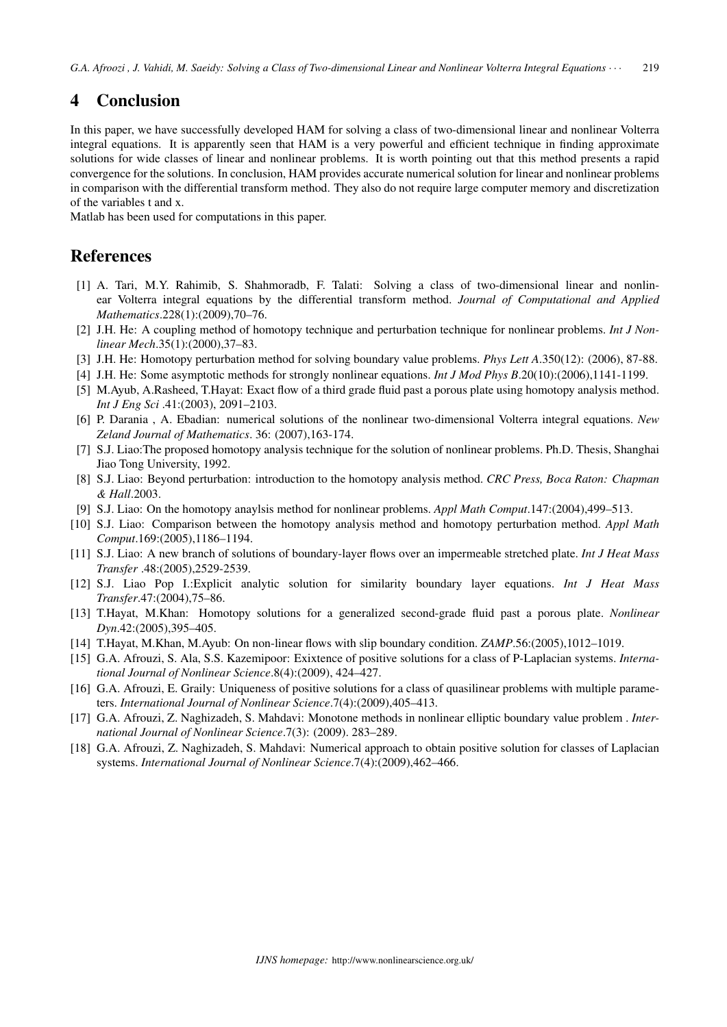## 4 Conclusion

In this paper, we have successfully developed HAM for solving a class of two-dimensional linear and nonlinear Volterra integral equations. It is apparently seen that HAM is a very powerful and efficient technique in finding approximate solutions for wide classes of linear and nonlinear problems. It is worth pointing out that this method presents a rapid convergence for the solutions. In conclusion, HAM provides accurate numerical solution for linear and nonlinear problems in comparison with the differential transform method. They also do not require large computer memory and discretization of the variables t and x.
Matlab has been used for computations in this paper.

## References

[1] A. Tari, M.Y. Rahimib, S. Shahmoradb, F. Talati: Solving a class of two-dimensional linear and nonlinear Volterra integral equations by the differential transform method. *Journal of Computational and Applied Mathematics*.228(1):(2009),70–76.

[2] J.H. He: A coupling method of homotopy technique and perturbation technique for nonlinear problems. *Int J Nonlinear Mech*.35(1):(2000),37–83.

[3] J.H. He: Homotopy perturbation method for solving boundary value problems. *Phys Lett A*.350(12): (2006), 87-88.

[4] J.H. He: Some asymptotic methods for strongly nonlinear equations. *Int J Mod Phys B*.20(10):(2006),1141-1199.

[5] M.Ayub, A.Rasheed, T.Hayat: Exact flow of a third grade fluid past a porous plate using homotopy analysis method. *Int J Eng Sci* .41:(2003), 2091–2103.

[6] P. Darania , A. Ebadian: numerical solutions of the nonlinear two-dimensional Volterra integral equations. *New Zeland Journal of Mathematics*. 36: (2007),163-174.

[7] S.J. Liao:The proposed homotopy analysis technique for the solution of nonlinear problems. Ph.D. Thesis, Shanghai Jiao Tong University, 1992.

[8] S.J. Liao: Beyond perturbation: introduction to the homotopy analysis method. *CRC Press, Boca Raton: Chapman & Hall*.2003.

[9] S.J. Liao: On the homotopy anaylsis method for nonlinear problems. *Appl Math Comput*.147:(2004),499–513.

[10] S.J. Liao: Comparison between the homotopy analysis method and homotopy perturbation method. *Appl Math Comput*.169:(2005),1186–1194.

[11] S.J. Liao: A new branch of solutions of boundary-layer flows over an impermeable stretched plate. *Int J Heat Mass Transfer* .48:(2005),2529-2539.

[12] S.J. Liao Pop I.:Explicit analytic solution for similarity boundary layer equations. *Int J Heat Mass Transfer*.47:(2004),75–86.

[13] T.Hayat, M.Khan: Homotopy solutions for a generalized second-grade fluid past a porous plate. *Nonlinear Dyn*.42:(2005),395–405.

[14] T.Hayat, M.Khan, M.Ayub: On non-linear flows with slip boundary condition. *ZAMP*.56:(2005),1012–1019.

[15] G.A. Afrouzi, S. Ala, S.S. Kazemipoor: Exixtence of positive solutions for a class of P-Laplacian systems. *International Journal of Nonlinear Science*.8(4):(2009), 424–427.

[16] G.A. Afrouzi, E. Graily: Uniqueness of positive solutions for a class of quasilinear problems with multiple parameters. *International Journal of Nonlinear Science*.7(4):(2009),405–413.

[17] G.A. Afrouzi, Z. Naghizadeh, S. Mahdavi: Monotone methods in nonlinear elliptic boundary value problem . *International Journal of Nonlinear Science*.7(3): (2009). 283–289.

[18] G.A. Afrouzi, Z. Naghizadeh, S. Mahdavi: Numerical approach to obtain positive solution for classes of Laplacian systems. *International Journal of Nonlinear Science*.7(4):(2009),462–466.